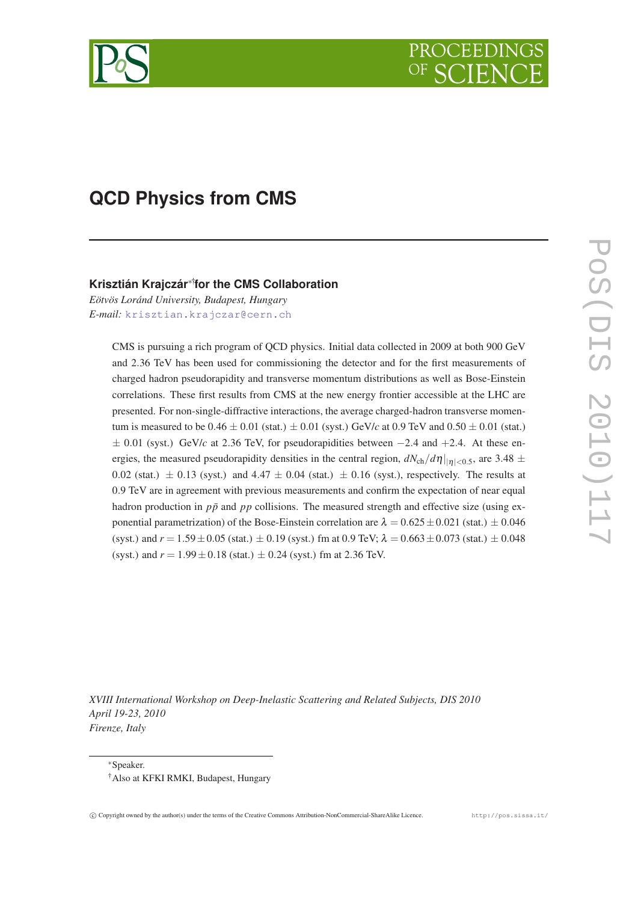# QCD Physics from CMS

**Krisztián Krajczár**[*†] **for the CMS Collaboration**

*Eötvös Loránd University, Budapest, Hungary*
*E-mail:* krisztian.krajczar@cern.ch

CMS is pursuing a rich program of QCD physics. Initial data collected in 2009 at both 900 GeV and 2.36 TeV has been used for commissioning the detector and for the first measurements of charged hadron pseudorapidity and transverse momentum distributions as well as Bose-Einstein correlations. These first results from CMS at the new energy frontier accessible at the LHC are presented. For non-single-diffractive interactions, the average charged-hadron transverse momentum is measured to be $0.46 \pm 0.01$ (stat.) $\pm$ 0.01 (syst.) GeV/$c$ at 0.9 TeV and $0.50 \pm 0.01$ (stat.) $\pm$ 0.01 (syst.) GeV/$c$ at 2.36 TeV, for pseudorapidities between $-2.4$ and $+2.4$. At these energies, the measured pseudorapidity densities in the central region, $dN_{\mathrm{ch}}/d\eta|_{|\eta|<0.5}$, are $3.48 \pm 0.02$ (stat.) $\pm$ 0.13 (syst.) and $4.47 \pm 0.04$ (stat.) $\pm$ 0.16 (syst.), respectively. The results at 0.9 TeV are in agreement with previous measurements and confirm the expectation of near equal hadron production in $p\bar{p}$ and $pp$ collisions. The measured strength and effective size (using exponential parametrization) of the Bose-Einstein correlation are $\lambda = 0.625 \pm 0.021$ (stat.) $\pm$ 0.046 (syst.) and $r = 1.59 \pm 0.05$ (stat.) $\pm$ 0.19 (syst.) fm at 0.9 TeV; $\lambda = 0.663 \pm 0.073$ (stat.) $\pm$ 0.048 (syst.) and $r = 1.99 \pm 0.18$ (stat.) $\pm$ 0.24 (syst.) fm at 2.36 TeV.

*XVIII International Workshop on Deep-Inelastic Scattering and Related Subjects, DIS 2010*
*April 19-23, 2010*
*Firenze, Italy*

[*] Speaker.
[†] Also at KFKI RMKI, Budapest, Hungary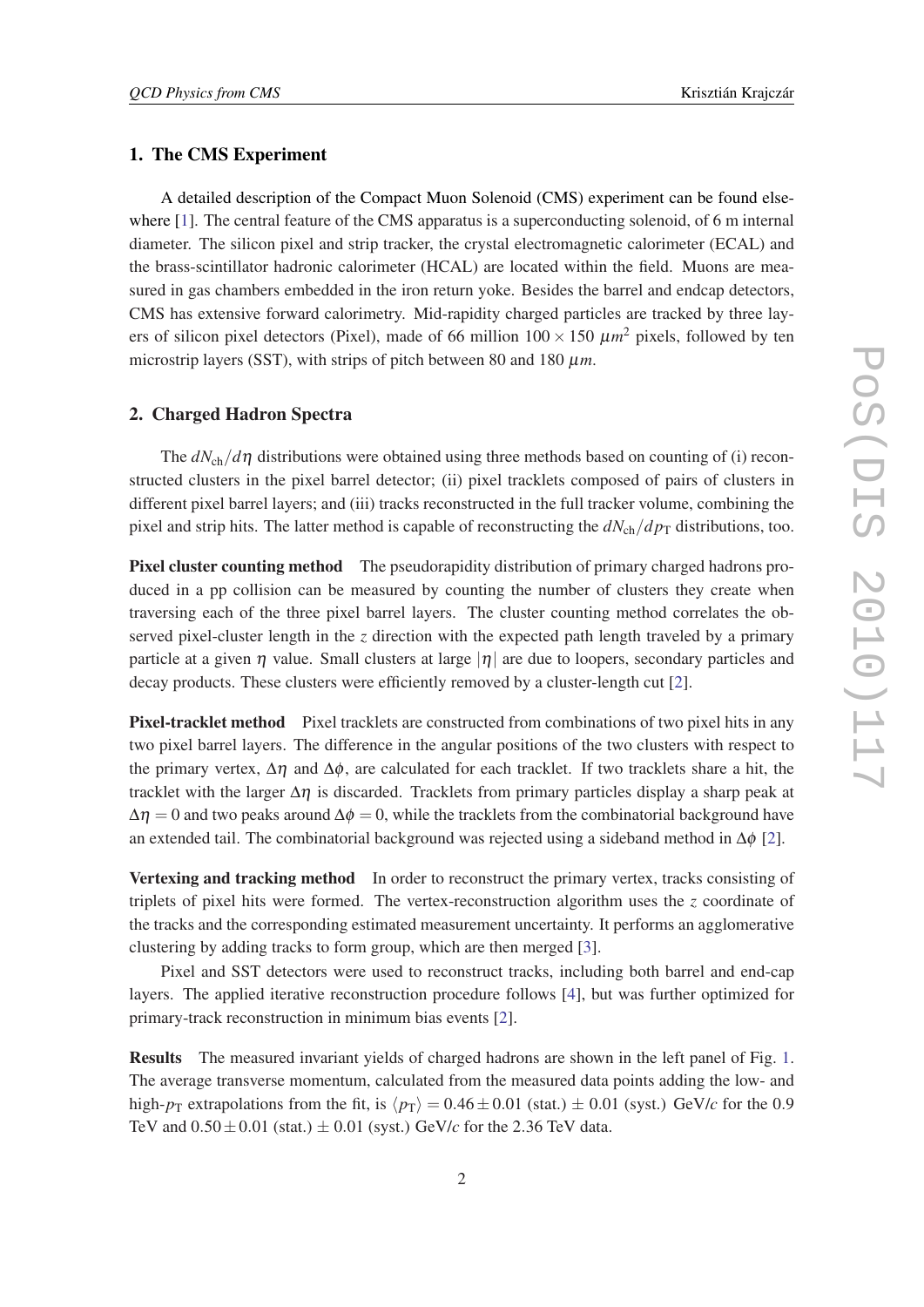## 1. The CMS Experiment

A detailed description of the Compact Muon Solenoid (CMS) experiment can be found elsewhere [1]. The central feature of the CMS apparatus is a superconducting solenoid, of 6 m internal diameter. The silicon pixel and strip tracker, the crystal electromagnetic calorimeter (ECAL) and the brass-scintillator hadronic calorimeter (HCAL) are located within the field. Muons are measured in gas chambers embedded in the iron return yoke. Besides the barrel and endcap detectors, CMS has extensive forward calorimetry. Mid-rapidity charged particles are tracked by three layers of silicon pixel detectors (Pixel), made of 66 million $100 \times 150$ $\mu m^2$ pixels, followed by ten microstrip layers (SST), with strips of pitch between 80 and 180 $\mu m$.

## 2. Charged Hadron Spectra

The $dN_{\mathrm{ch}}/d\eta$ distributions were obtained using three methods based on counting of (i) reconstructed clusters in the pixel barrel detector; (ii) pixel tracklets composed of pairs of clusters in different pixel barrel layers; and (iii) tracks reconstructed in the full tracker volume, combining the pixel and strip hits. The latter method is capable of reconstructing the $dN_{\mathrm{ch}}/dp_{\mathrm{T}}$ distributions, too.

**Pixel cluster counting method** The pseudorapidity distribution of primary charged hadrons produced in a pp collision can be measured by counting the number of clusters they create when traversing each of the three pixel barrel layers. The cluster counting method correlates the observed pixel-cluster length in the $z$ direction with the expected path length traveled by a primary particle at a given $\eta$ value. Small clusters at large $|\eta|$ are due to loopers, secondary particles and decay products. These clusters were efficiently removed by a cluster-length cut [2].

**Pixel-tracklet method** Pixel tracklets are constructed from combinations of two pixel hits in any two pixel barrel layers. The difference in the angular positions of the two clusters with respect to the primary vertex, $\Delta\eta$ and $\Delta\phi$, are calculated for each tracklet. If two tracklets share a hit, the tracklet with the larger $\Delta\eta$ is discarded. Tracklets from primary particles display a sharp peak at $\Delta\eta = 0$ and two peaks around $\Delta\phi = 0$, while the tracklets from the combinatorial background have an extended tail. The combinatorial background was rejected using a sideband method in $\Delta\phi$ [2].

**Vertexing and tracking method** In order to reconstruct the primary vertex, tracks consisting of triplets of pixel hits were formed. The vertex-reconstruction algorithm uses the $z$ coordinate of the tracks and the corresponding estimated measurement uncertainty. It performs an agglomerative clustering by adding tracks to form group, which are then merged [3].

Pixel and SST detectors were used to reconstruct tracks, including both barrel and end-cap layers. The applied iterative reconstruction procedure follows [4], but was further optimized for primary-track reconstruction in minimum bias events [2].

**Results** The measured invariant yields of charged hadrons are shown in the left panel of Fig. 1. The average transverse momentum, calculated from the measured data points adding the low- and high-$p_{\mathrm{T}}$ extrapolations from the fit, is $\langle p_{\mathrm{T}} \rangle = 0.46 \pm 0.01$ (stat.) $\pm$ 0.01 (syst.) GeV/$c$ for the 0.9 TeV and $0.50 \pm 0.01$ (stat.) $\pm$ 0.01 (syst.) GeV/$c$ for the 2.36 TeV data.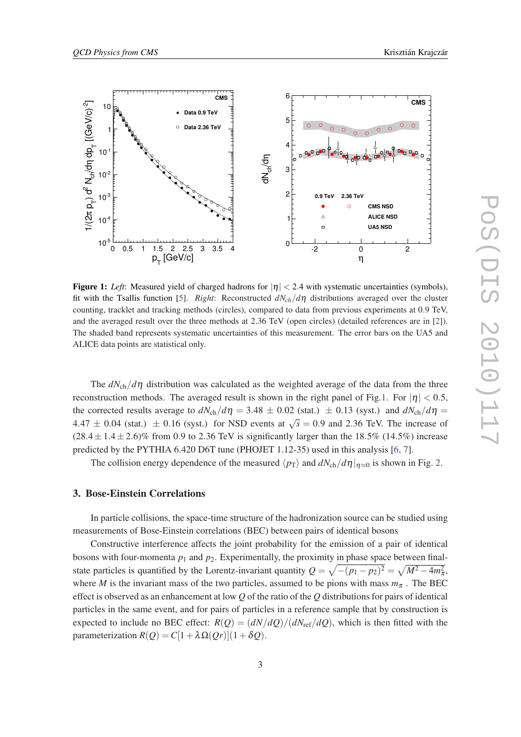**Figure 1:** *Left*: Measured yield of charged hadrons for $|\eta| < 2.4$ with systematic uncertainties (symbols), fit with the Tsallis function [5]. *Right*: Reconstructed $dN_{ch}/d\eta$ distributions averaged over the cluster counting, tracklet and tracking methods (circles), compared to data from previous experiments at 0.9 TeV, and the averaged result over the three methods at 2.36 TeV (open circles) (detailed references are in [2]). The shaded band represents systematic uncertainties of this measurement. The error bars on the UA5 and ALICE data points are statistical only.

The $dN_{\rm ch}/d\eta$ distribution was calculated as the weighted average of the data from the three reconstruction methods. The averaged result is shown in the right panel of Fig.1. For $|\eta| < 0.5$, the corrected results average to $dN_{\rm ch}/d\eta = 3.48 \pm 0.02$ (stat.) $\pm\, 0.13$ (syst.) and $dN_{\rm ch}/d\eta = 4.47 \pm 0.04$ (stat.) $\pm\, 0.16$ (syst.) for NSD events at $\sqrt{s} = 0.9$ and 2.36 TeV. The increase of $(28.4 \pm 1.4 \pm 2.6)\%$ from 0.9 to 2.36 TeV is significantly larger than the 18.5% (14.5%) increase predicted by the PYTHIA 6.420 D6T tune (PHOJET 1.12-35) used in this analysis [6, 7].

The collision energy dependence of the measured $\langle p_{\rm T} \rangle$ and $dN_{\rm ch}/d\eta|_{\eta\approx 0}$ is shown in Fig. 2.

## 3. Bose-Einstein Correlations

In particle collisions, the space-time structure of the hadronization source can be studied using measurements of Bose-Einstein correlations (BEC) between pairs of identical bosons

Constructive interference affects the joint probability for the emission of a pair of identical bosons with four-momenta $p_1$ and $p_2$. Experimentally, the proximity in phase space between final-state particles is quantified by the Lorentz-invariant quantity $Q = \sqrt{-(p_1 - p_2)^2} = \sqrt{M^2 - 4m_\pi^2}$, where $M$ is the invariant mass of the two particles, assumed to be pions with mass $m_\pi$ . The BEC effect is observed as an enhancement at low $Q$ of the ratio of the $Q$ distributions for pairs of identical particles in the same event, and for pairs of particles in a reference sample that by construction is expected to include no BEC effect: $R(Q) = (dN/dQ)/(dN_{\rm ref}/dQ)$, which is then fitted with the parameterization $R(Q) = C[1 + \lambda\Omega(Qr)](1 + \delta Q)$.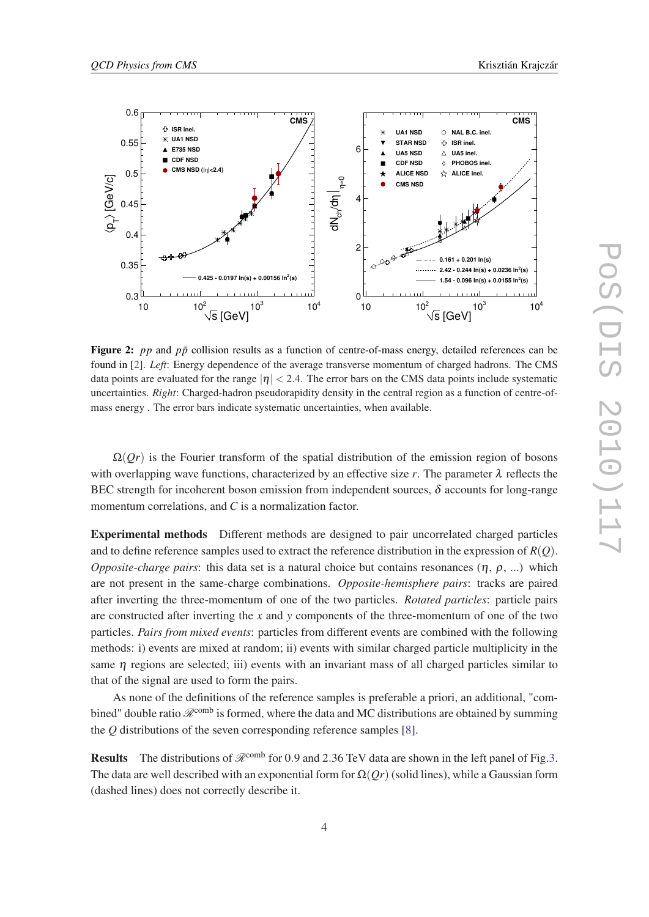**Figure 2:** $pp$ and $p\bar{p}$ collision results as a function of centre-of-mass energy, detailed references can be found in [2]. *Left*: Energy dependence of the average transverse momentum of charged hadrons. The CMS data points are evaluated for the range $|\eta| < 2.4$. The error bars on the CMS data points include systematic uncertainties. *Right*: Charged-hadron pseudorapidity density in the central region as a function of centre-of-mass energy . The error bars indicate systematic uncertainties, when available.

$\Omega(Qr)$ is the Fourier transform of the spatial distribution of the emission region of bosons with overlapping wave functions, characterized by an effective size $r$. The parameter $\lambda$ reflects the BEC strength for incoherent boson emission from independent sources, $\delta$ accounts for long-range momentum correlations, and $C$ is a normalization factor.

**Experimental methods** Different methods are designed to pair uncorrelated charged particles and to define reference samples used to extract the reference distribution in the expression of $R(Q)$. *Opposite-charge pairs*: this data set is a natural choice but contains resonances ($\eta$, $\rho$, ...) which are not present in the same-charge combinations. *Opposite-hemisphere pairs*: tracks are paired after inverting the three-momentum of one of the two particles. *Rotated particles*: particle pairs are constructed after inverting the $x$ and $y$ components of the three-momentum of one of the two particles. *Pairs from mixed events*: particles from different events are combined with the following methods: i) events are mixed at random; ii) events with similar charged particle multiplicity in the same $\eta$ regions are selected; iii) events with an invariant mass of all charged particles similar to that of the signal are used to form the pairs.

As none of the definitions of the reference samples is preferable a priori, an additional, "combined" double ratio $\mathscr{R}^{\text{comb}}$ is formed, where the data and MC distributions are obtained by summing the $Q$ distributions of the seven corresponding reference samples [8].

**Results** The distributions of $\mathscr{R}^{\text{comb}}$ for 0.9 and 2.36 TeV data are shown in the left panel of Fig.3. The data are well described with an exponential form for $\Omega(Qr)$ (solid lines), while a Gaussian form (dashed lines) does not correctly describe it.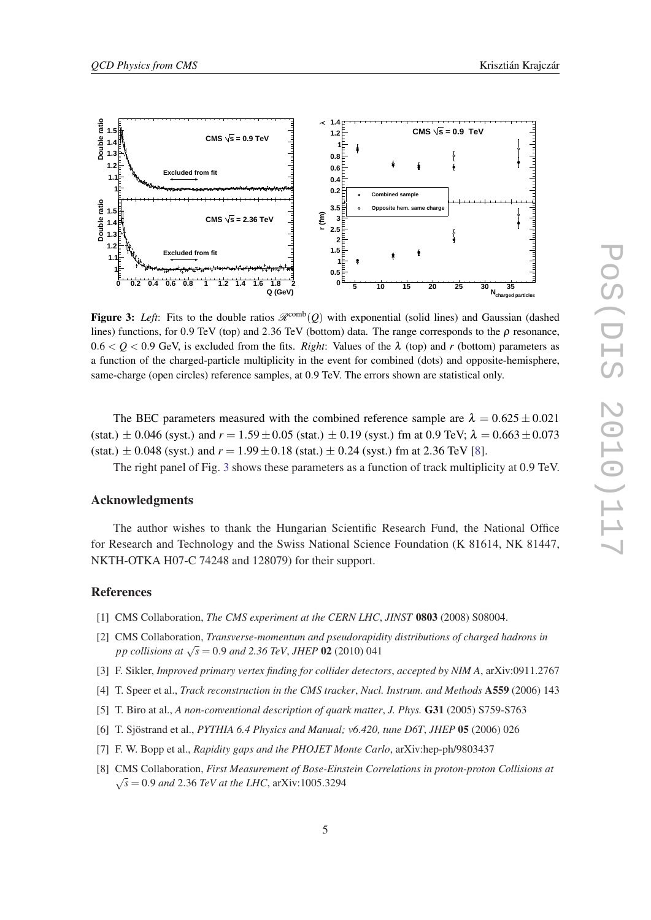CMS $\sqrt{s}$ = 0.9 TeV

Double ratio

Excluded from fit

CMS $\sqrt{s}$ = 2.36 TeV

Double ratio

Excluded from fit

Q (GeV)

CMS $\sqrt{s}$ = 0.9 TeV

$\lambda$

Combined sample

Opposite hem. same charge

r (fm)

$N_{\text{charged particles}}$

**Figure 3:** *Left*: Fits to the double ratios $\mathscr{R}^{\text{comb}}(Q)$ with exponential (solid lines) and Gaussian (dashed lines) functions, for 0.9 TeV (top) and 2.36 TeV (bottom) data. The range corresponds to the $\rho$ resonance, $0.6 < Q < 0.9$ GeV, is excluded from the fits. *Right*: Values of the $\lambda$ (top) and $r$ (bottom) parameters as a function of the charged-particle multiplicity in the event for combined (dots) and opposite-hemisphere, same-charge (open circles) reference samples, at 0.9 TeV. The errors shown are statistical only.

The BEC parameters measured with the combined reference sample are $\lambda = 0.625 \pm 0.021$ (stat.) $\pm$ 0.046 (syst.) and $r = 1.59 \pm 0.05$ (stat.) $\pm$ 0.19 (syst.) fm at 0.9 TeV; $\lambda = 0.663 \pm 0.073$ (stat.) $\pm$ 0.048 (syst.) and $r = 1.99 \pm 0.18$ (stat.) $\pm$ 0.24 (syst.) fm at 2.36 TeV [8].

The right panel of Fig. 3 shows these parameters as a function of track multiplicity at 0.9 TeV.

## Acknowledgments

The author wishes to thank the Hungarian Scientific Research Fund, the National Office for Research and Technology and the Swiss National Science Foundation (K 81614, NK 81447, NKTH-OTKA H07-C 74248 and 128079) for their support.

## References

[1] CMS Collaboration, *The CMS experiment at the CERN LHC*, *JINST* **0803** (2008) S08004.

[2] CMS Collaboration, *Transverse-momentum and pseudorapidity distributions of charged hadrons in pp collisions at $\sqrt{s} = 0.9$ and 2.36 TeV*, *JHEP* **02** (2010) 041

[3] F. Sikler, *Improved primary vertex finding for collider detectors*, *accepted by NIM A*, arXiv:0911.2767

[4] T. Speer et al., *Track reconstruction in the CMS tracker*, *Nucl. Instrum. and Methods* **A559** (2006) 143

[5] T. Biro at al., *A non-conventional description of quark matter*, *J. Phys.* **G31** (2005) S759-S763

[6] T. Sjöstrand et al., *PYTHIA 6.4 Physics and Manual; v6.420, tune D6T*, *JHEP* **05** (2006) 026

[7] F. W. Bopp et al., *Rapidity gaps and the PHOJET Monte Carlo*, arXiv:hep-ph/9803437

[8] CMS Collaboration, *First Measurement of Bose-Einstein Correlations in proton-proton Collisions at $\sqrt{s} = 0.9$ and 2.36 TeV at the LHC*, arXiv:1005.3294